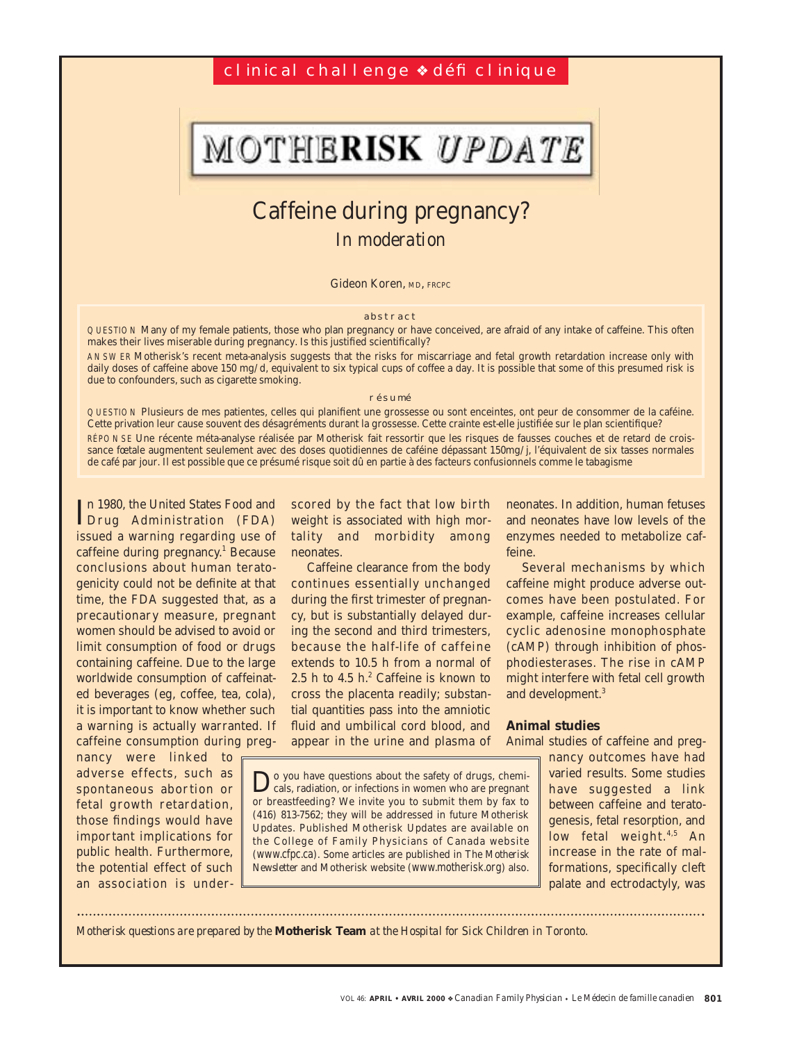clinical challenge ❖ défi clinique

# MOTHERISK UPDATE

## Caffeine during pregnancy?

*In moderation*

Gideon Koren, MD, FRCPC

### abstract

QUESTION Many of my female patients, those who plan pregnancy or have conceived, are afraid of any intake of caffeine. This often makes their lives miserable during pregnancy. Is this justified scientifically?

ANSWER Motherisk's recent meta-analysis suggests that the risks for miscarriage and fetal growth retardation increase only with daily doses of caffeine above 150 mg/d, equivalent to six typical cups of coffee a day. It is possible that some of this presumed risk is due to confounders, such as cigarette smoking.

### résumé

QUESTION Plusieurs de mes patientes, celles qui planifient une grossesse ou sont enceintes, ont peur de consommer de la caféine. Cette privation leur cause souvent des désagréments durant la grossesse. Cette crainte est-elle justifiée sur le plan scientifique?

RÉPONSE Une récente méta-analyse réalisée par Motherisk fait ressortir que les risques de fausses couches et de retard de croissance fœtale augmentent seulement avec des doses quotidiennes de caféine dépassant 150mg/j, l'équivalent de six tasses normales de café par jour. Il est possible que ce présumé risque soit dû en partie à des facteurs confusionnels comme le tabagisme

In 1980, the United States Food and Drug Administration (FDA) issued a warning regarding use of caffeine during pregnancy.[1] Because conclusions about human teratogenicity could not be definite at that time, the FDA suggested that, as a precautionary measure, pregnant women should be advised to avoid or limit consumption of food or drugs containing caffeine. Due to the large worldwide consumption of caffeinated beverages (eg, coffee, tea, cola), it is important to know whether such a warning is actually warranted. If caffeine consumption during pregnancy were linked to adverse effects, such as spontaneous abortion or fetal growth retardation, those findings would have important implications for public health. Furthermore, the potential effect of such an association is underscored by the fact that low birth weight is associated with high mortality and morbidity among neonates.

Caffeine clearance from the body continues essentially unchanged during the first trimester of pregnancy, but is substantially delayed during the second and third trimesters, because the half-life of caffeine extends to 10.5 h from a normal of 2.5 h to 4.5 h.[2] Caffeine is known to cross the placenta readily; substantial quantities pass into the amniotic fluid and umbilical cord blood, and appear in the urine and plasma of neonates. In addition, human fetuses and neonates have low levels of the enzymes needed to metabolize caffeine.

Several mechanisms by which caffeine might produce adverse outcomes have been postulated. For example, caffeine increases cellular cyclic adenosine monophosphate (cAMP) through inhibition of phosphodiesterases. The rise in cAMP might interfere with fetal cell growth and development.[3]

### Animal studies

Animal studies of caffeine and pregnancy outcomes have had varied results. Some studies have suggested a link between caffeine and teratogenesis, fetal resorption, and low fetal weight.[4,5] An increase in the rate of malformations, specifically cleft palate and ectrodactyly, was

> Do you have questions about the safety of drugs, chemicals, radiation, or infections in women who are pregnant or breastfeeding? We invite you to submit them by fax to (416) 813-7562; they will be addressed in future Motherisk Updates. Published Motherisk Updates are available on the College of Family Physicians of Canada website (www.cfpc.ca). Some articles are published in *The Motherisk Newsletter* and Motherisk website (www.motherisk.org) also.

*Motherisk questions are prepared by the* **Motherisk Team** *at the Hospital for Sick Children in Toronto.*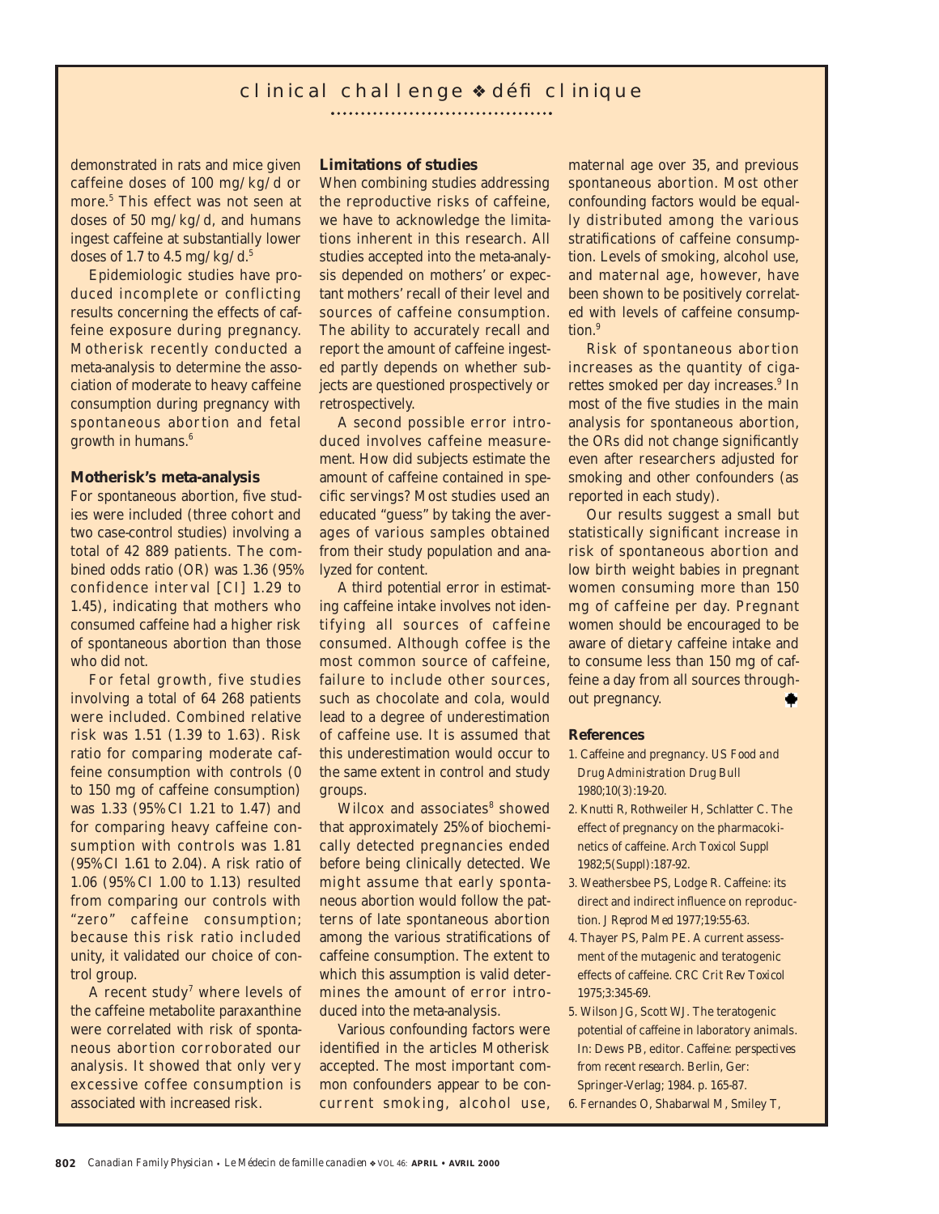demonstrated in rats and mice given caffeine doses of 100 mg/kg/d or more.[5] This effect was not seen at doses of 50 mg/kg/d, and humans ingest caffeine at substantially lower doses of 1.7 to 4.5 mg/kg/d.[5]

Epidemiologic studies have produced incomplete or conflicting results concerning the effects of caffeine exposure during pregnancy. Motherisk recently conducted a meta-analysis to determine the association of moderate to heavy caffeine consumption during pregnancy with spontaneous abortion and fetal growth in humans.[6]

**Motherisk's meta-analysis**

For spontaneous abortion, five studies were included (three cohort and two case-control studies) involving a total of 42 889 patients. The combined odds ratio (OR) was 1.36 (95% confidence interval [CI] 1.29 to 1.45), indicating that mothers who consumed caffeine had a higher risk of spontaneous abortion than those who did not.

For fetal growth, five studies involving a total of 64 268 patients were included. Combined relative risk was 1.51 (1.39 to 1.63). Risk ratio for comparing moderate caffeine consumption with controls (0 to 150 mg of caffeine consumption) was 1.33 (95% CI 1.21 to 1.47) and for comparing heavy caffeine consumption with controls was 1.81 (95% CI 1.61 to 2.04). A risk ratio of 1.06 (95% CI 1.00 to 1.13) resulted from comparing our controls with "zero" caffeine consumption; because this risk ratio included unity, it validated our choice of control group.

A recent study[7] where levels of the caffeine metabolite paraxanthine were correlated with risk of spontaneous abortion corroborated our analysis. It showed that only very excessive coffee consumption is associated with increased risk.

**Limitations of studies**

When combining studies addressing the reproductive risks of caffeine, we have to acknowledge the limitations inherent in this research. All studies accepted into the meta-analysis depended on mothers' or expectant mothers' recall of their level and sources of caffeine consumption. The ability to accurately recall and report the amount of caffeine ingested partly depends on whether subjects are questioned prospectively or retrospectively.

A second possible error introduced involves caffeine measurement. How did subjects estimate the amount of caffeine contained in specific servings? Most studies used an educated "guess" by taking the averages of various samples obtained from their study population and analyzed for content.

A third potential error in estimating caffeine intake involves not identifying all sources of caffeine consumed. Although coffee is the most common source of caffeine, failure to include other sources, such as chocolate and cola, would lead to a degree of underestimation of caffeine use. It is assumed that this underestimation would occur to the same extent in control and study groups.

Wilcox and associates[8] showed that approximately 25% of biochemically detected pregnancies ended before being clinically detected. We might assume that early spontaneous abortion would follow the patterns of late spontaneous abortion among the various stratifications of caffeine consumption. The extent to which this assumption is valid determines the amount of error introduced into the meta-analysis.

Various confounding factors were identified in the articles Motherisk accepted. The most important common confounders appear to be concurrent smoking, alcohol use, maternal age over 35, and previous spontaneous abortion. Most other confounding factors would be equally distributed among the various stratifications of caffeine consumption. Levels of smoking, alcohol use, and maternal age, however, have been shown to be positively correlated with levels of caffeine consumption.[9]

Risk of spontaneous abortion increases as the quantity of cigarettes smoked per day increases.[9] In most of the five studies in the main analysis for spontaneous abortion, the ORs did not change significantly even after researchers adjusted for smoking and other confounders (as reported in each study).

Our results suggest a small but statistically significant increase in risk of spontaneous abortion and low birth weight babies in pregnant women consuming more than 150 mg of caffeine per day. Pregnant women should be encouraged to be aware of dietary caffeine intake and to consume less than 150 mg of caffeine a day from all sources throughout pregnancy.

**References**

1. Caffeine and pregnancy. *US Food and Drug Administration Drug Bull* 1980;10(3):19-20.
2. Knutti R, Rothweiler H, Schlatter C. The effect of pregnancy on the pharmacokinetics of caffeine. *Arch Toxicol Suppl* 1982;5(Suppl):187-92.
3. Weathersbee PS, Lodge R. Caffeine: its direct and indirect influence on reproduction. *J Reprod Med* 1977;19:55-63.
4. Thayer PS, Palm PE. A current assessment of the mutagenic and teratogenic effects of caffeine. *CRC Crit Rev Toxicol* 1975;3:345-69.
5. Wilson JG, Scott WJ. The teratogenic potential of caffeine in laboratory animals. In: Dews PB, editor. *Caffeine: perspectives from recent research.* Berlin, Ger: Springer-Verlag; 1984. p. 165-87.
6. Fernandes O, Shabarwal M, Smiley T,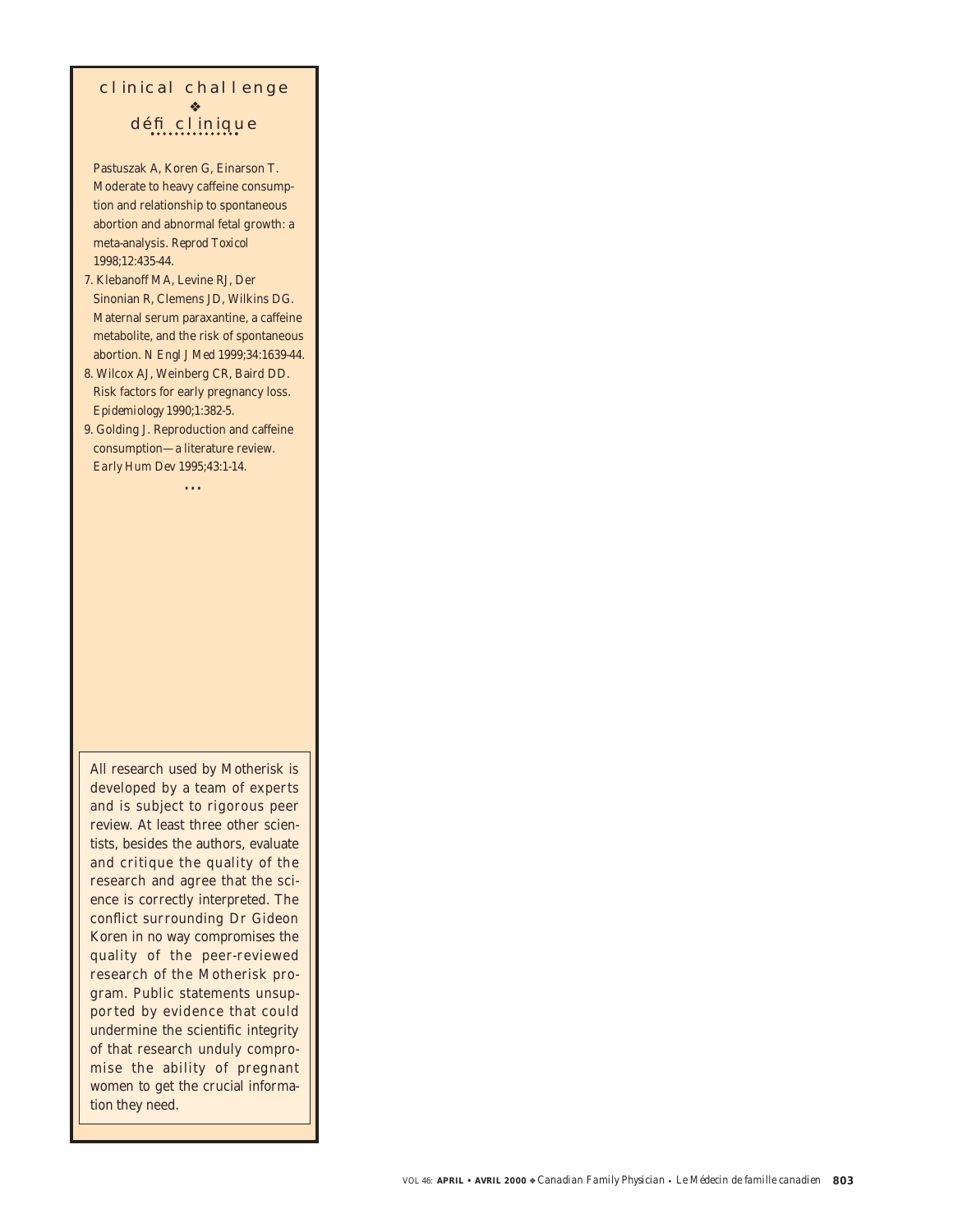clinical challenge
❖
défi clinique

Pastuszak A, Koren G, Einarson T. Moderate to heavy caffeine consumption and relationship to spontaneous abortion and abnormal fetal growth: a meta-analysis. *Reprod Toxicol* 1998;12:435-44.

7. Klebanoff MA, Levine RJ, Der Sinonian R, Clemens JD, Wilkins DG. Maternal serum paraxantine, a caffeine metabolite, and the risk of spontaneous abortion. *N Engl J Med* 1999;34:1639-44.
8. Wilcox AJ, Weinberg CR, Baird DD. Risk factors for early pregnancy loss. *Epidemiology* 1990;1:382-5.
9. Golding J. Reproduction and caffeine consumption—a literature review. *Early Hum Dev* 1995;43:1-14.

...

All research used by Motherisk is developed by a team of experts and is subject to rigorous peer review. At least three other scientists, besides the authors, evaluate and critique the quality of the research and agree that the science is correctly interpreted. The conflict surrounding Dr Gideon Koren in no way compromises the quality of the peer-reviewed research of the Motherisk program. Public statements unsupported by evidence that could undermine the scientific integrity of that research unduly compromise the ability of pregnant women to get the crucial information they need.